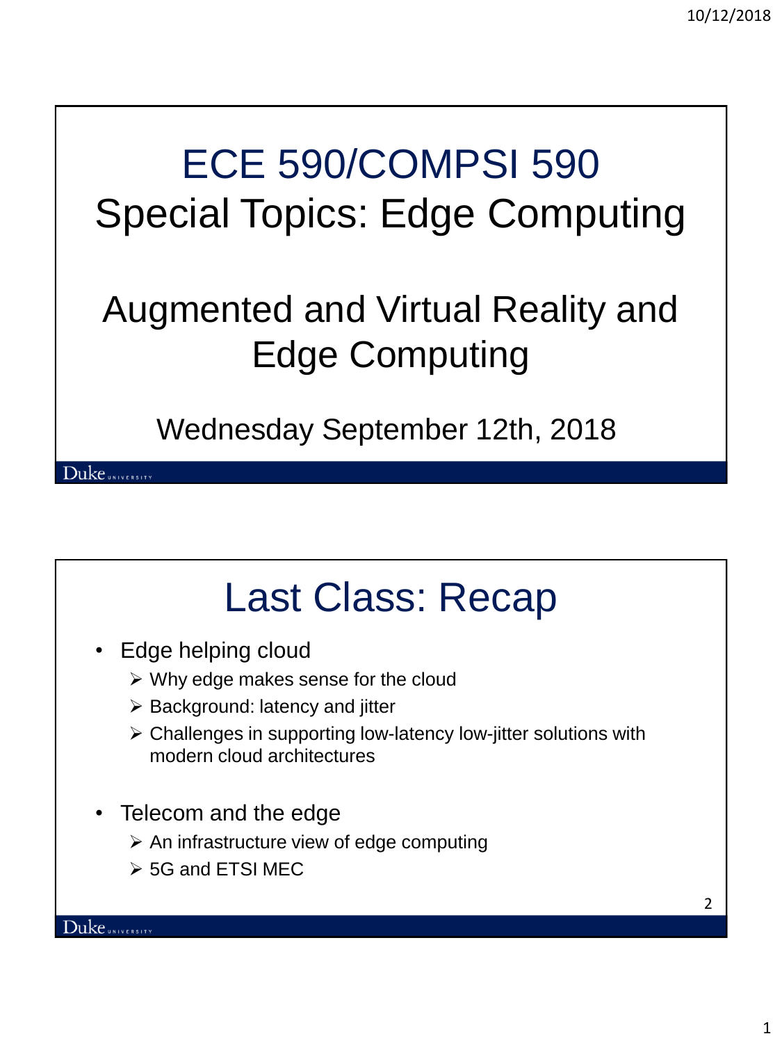# ECE 590/COMPSI 590
# Special Topics: Edge Computing

## Augmented and Virtual Reality and Edge Computing

Wednesday September 12th, 2018

---

# Last Class: Recap

- Edge helping cloud
  - Why edge makes sense for the cloud
  - Background: latency and jitter
  - Challenges in supporting low-latency low-jitter solutions with modern cloud architectures

- Telecom and the edge
  - An infrastructure view of edge computing
  - 5G and ETSI MEC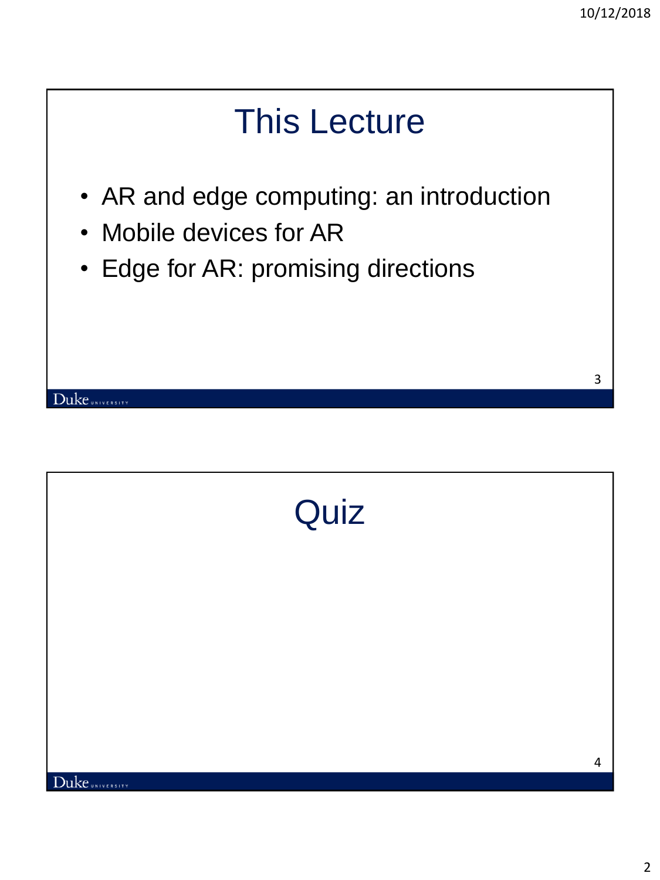# This Lecture

- AR and edge computing: an introduction
- Mobile devices for AR
- Edge for AR: promising directions

# Quiz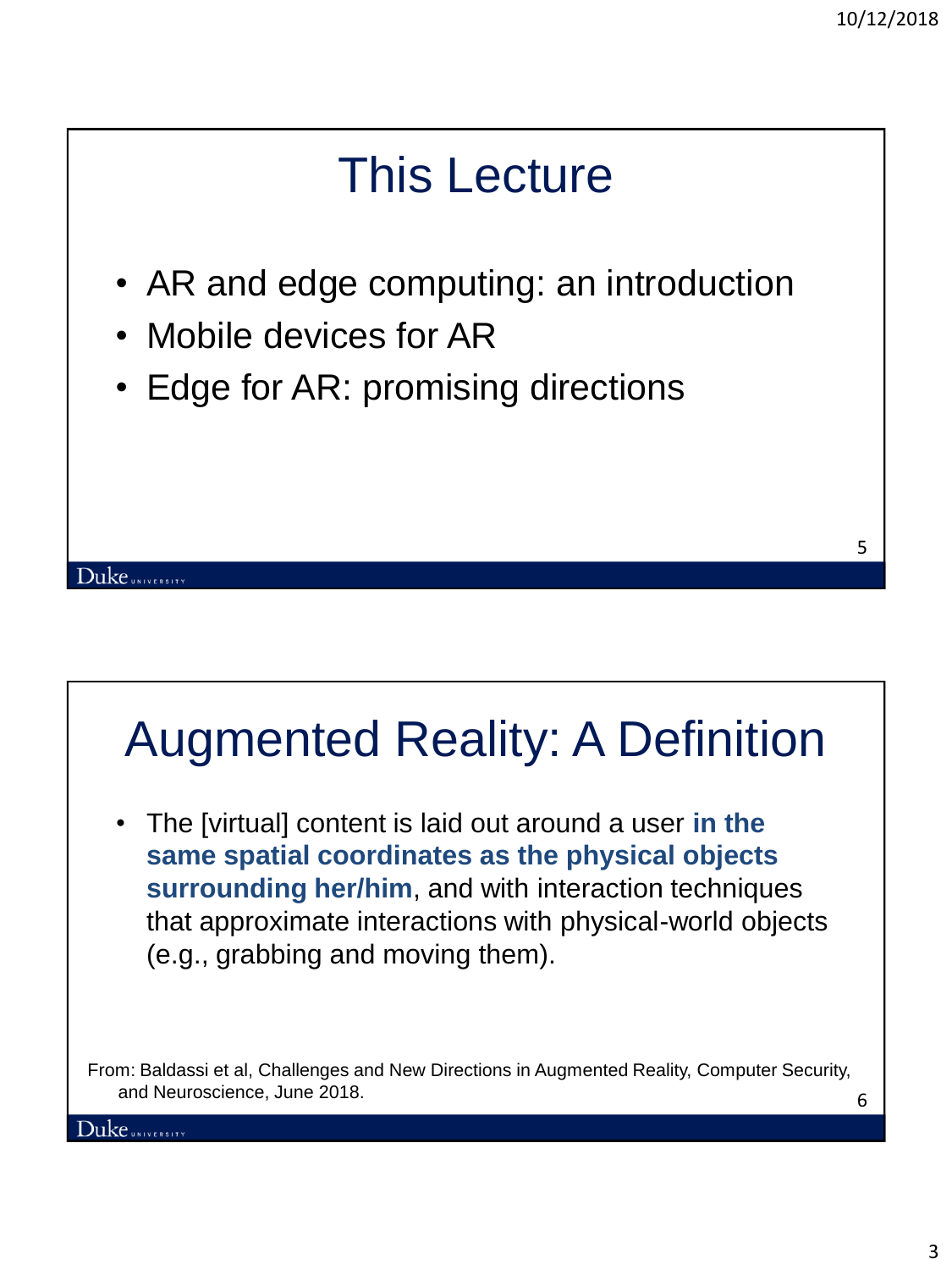# This Lecture

- AR and edge computing: an introduction
- Mobile devices for AR
- Edge for AR: promising directions

# Augmented Reality: A Definition

- The [virtual] content is laid out around a user **in the same spatial coordinates as the physical objects surrounding her/him**, and with interaction techniques that approximate interactions with physical-world objects (e.g., grabbing and moving them).

From: Baldassi et al, Challenges and New Directions in Augmented Reality, Computer Security, and Neuroscience, June 2018.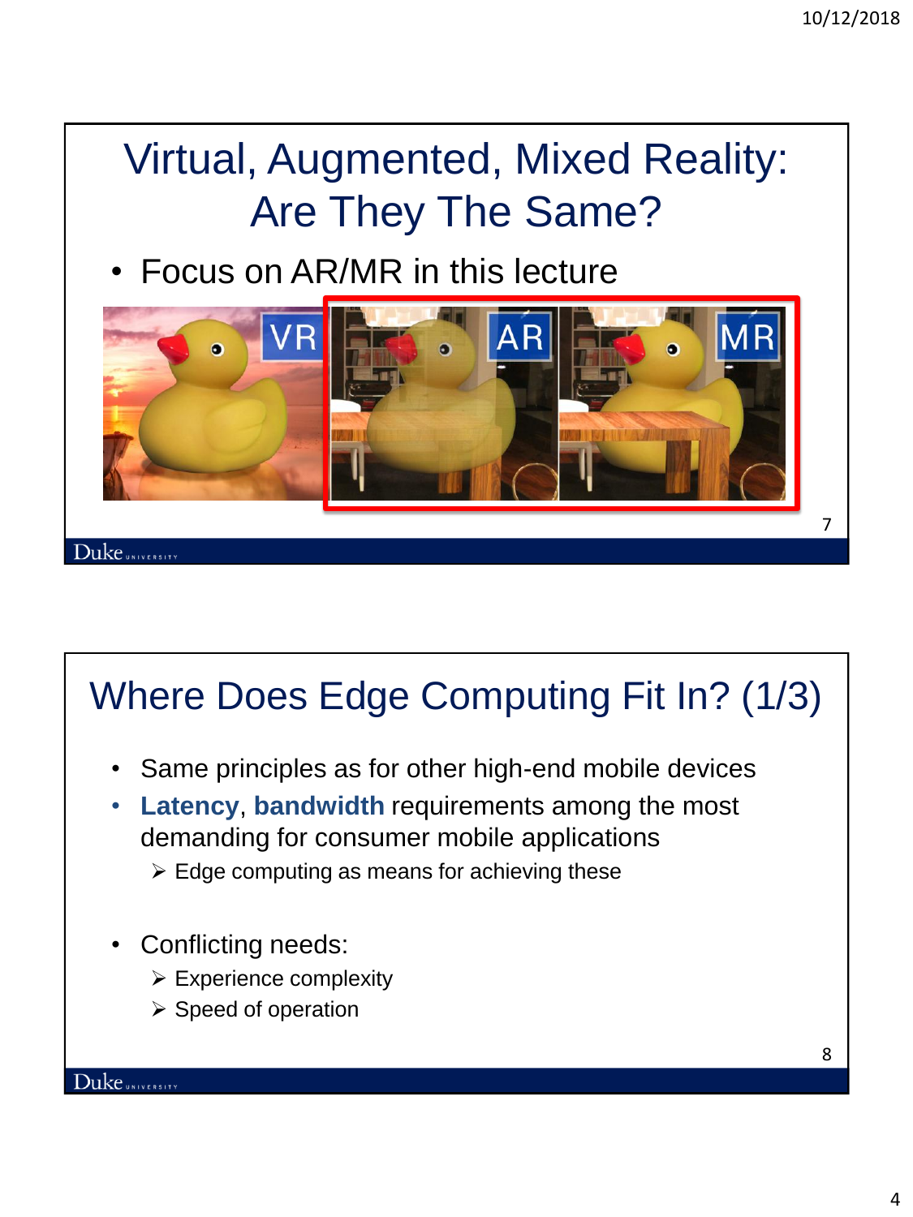# Virtual, Augmented, Mixed Reality: Are They The Same?

- Focus on AR/MR in this lecture

VR AR MR

# Where Does Edge Computing Fit In? (1/3)

- Same principles as for other high-end mobile devices
- **Latency**, **bandwidth** requirements among the most demanding for consumer mobile applications
  - Edge computing as means for achieving these
- Conflicting needs:
  - Experience complexity
  - Speed of operation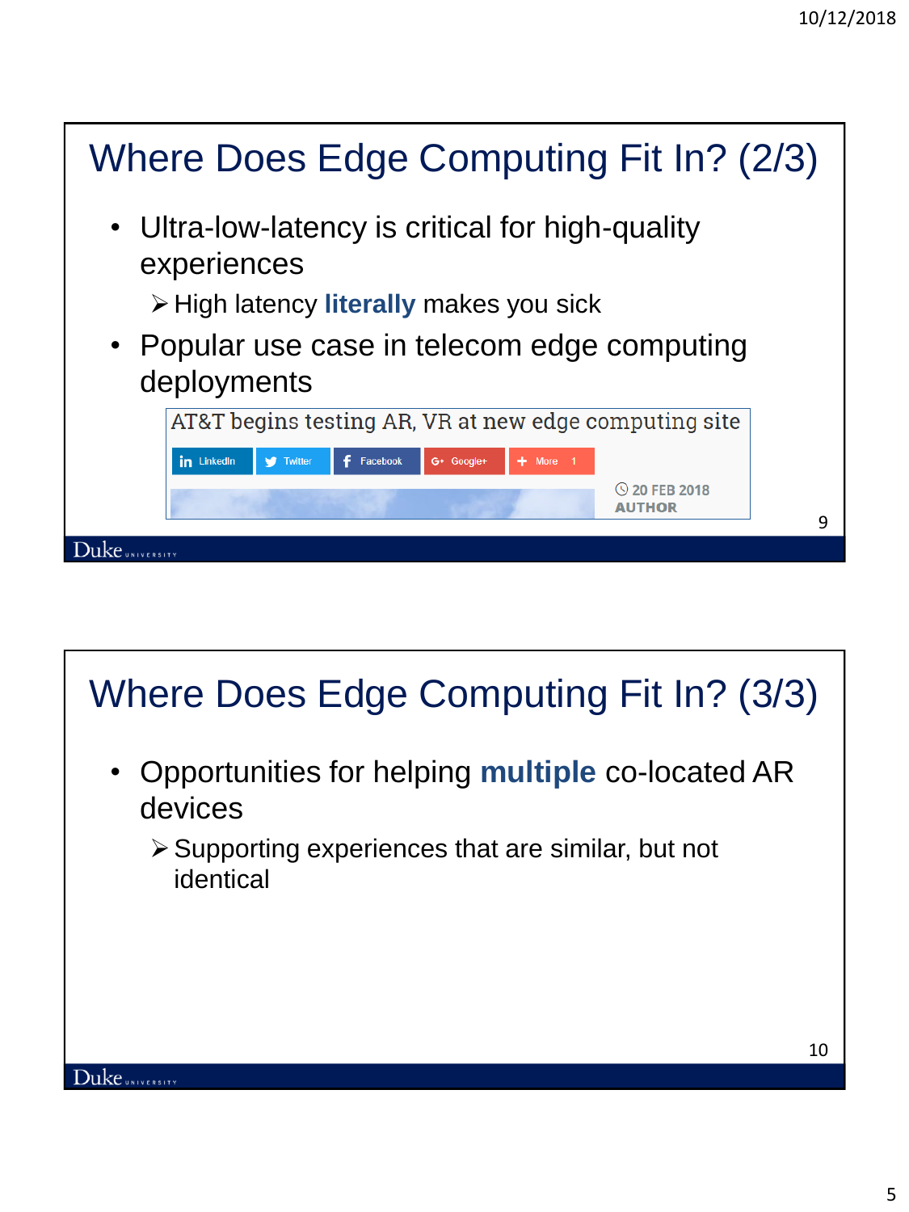## Where Does Edge Computing Fit In? (2/3)

- Ultra-low-latency is critical for high-quality experiences
  - High latency **literally** makes you sick
- Popular use case in telecom edge computing deployments

AT&T begins testing AR, VR at new edge computing site

LinkedIn Twitter Facebook Google+ More 1

20 FEB 2018
AUTHOR

## Where Does Edge Computing Fit In? (3/3)

- Opportunities for helping **multiple** co-located AR devices
  - Supporting experiences that are similar, but not identical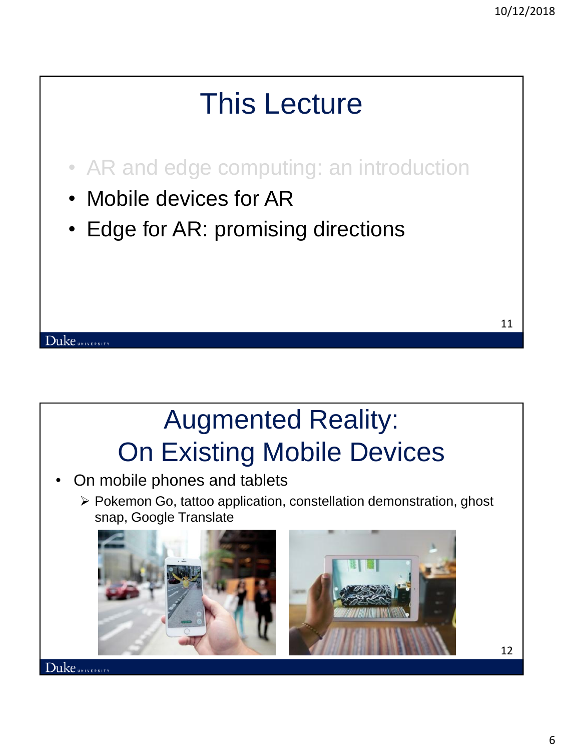# This Lecture

- AR and edge computing: an introduction
- Mobile devices for AR
- Edge for AR: promising directions

# Augmented Reality: On Existing Mobile Devices

- On mobile phones and tablets
  - Pokemon Go, tattoo application, constellation demonstration, ghost snap, Google Translate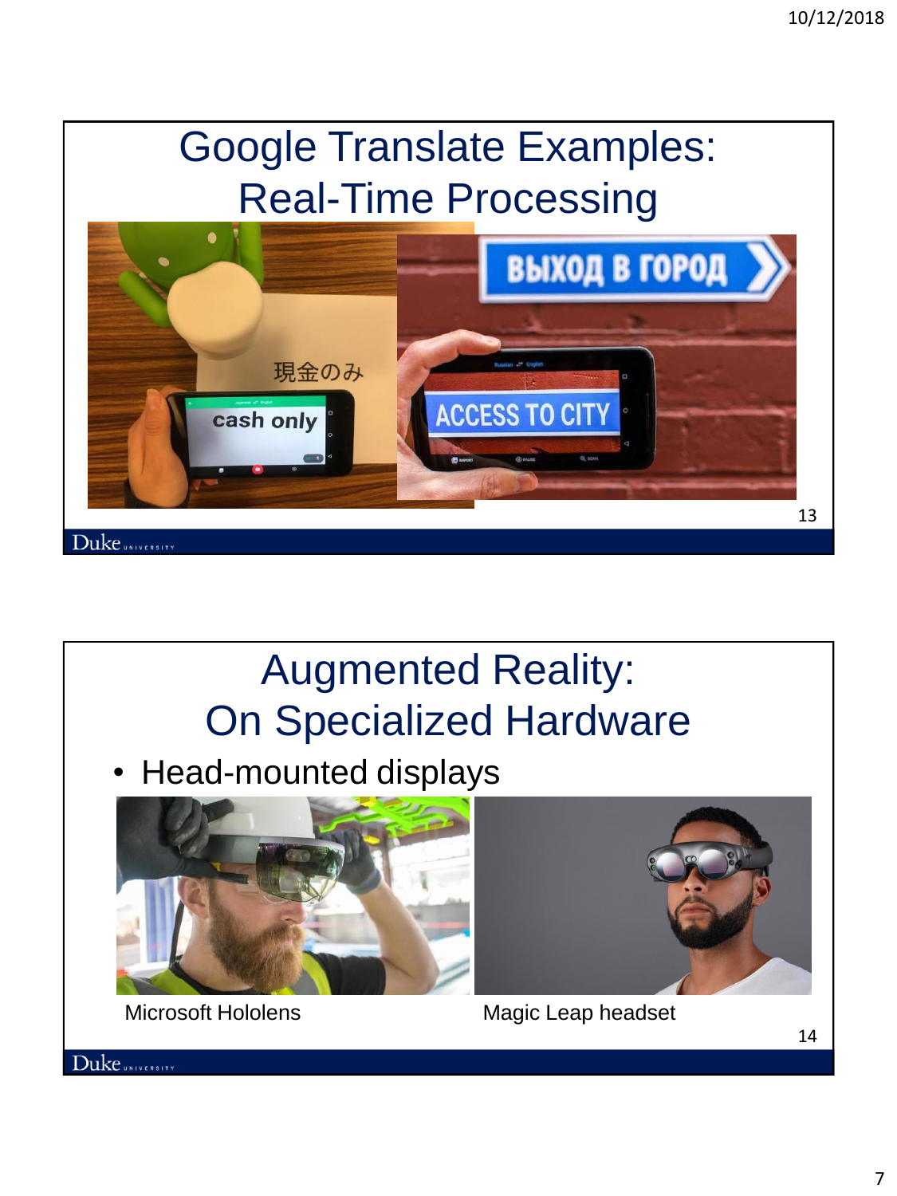# Google Translate Examples: Real-Time Processing

# Augmented Reality: On Specialized Hardware

- Head-mounted displays

Microsoft Hololens

Magic Leap headset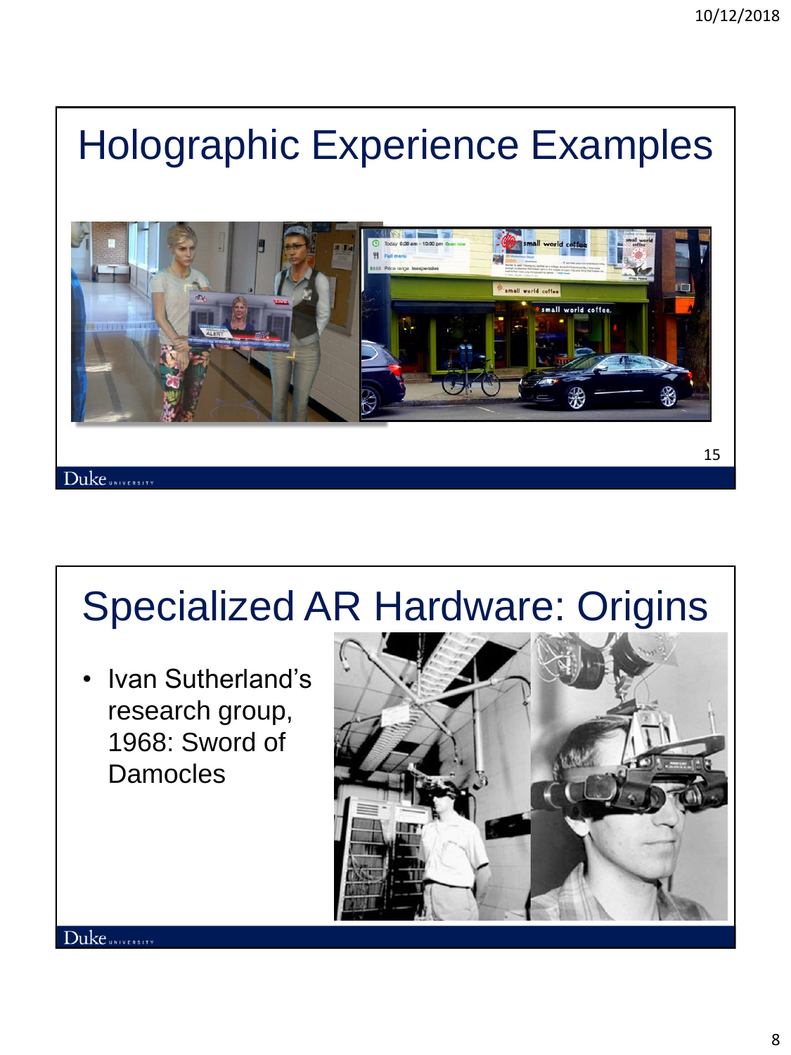# Holographic Experience Examples

# Specialized AR Hardware: Origins

- Ivan Sutherland's research group, 1968: Sword of Damocles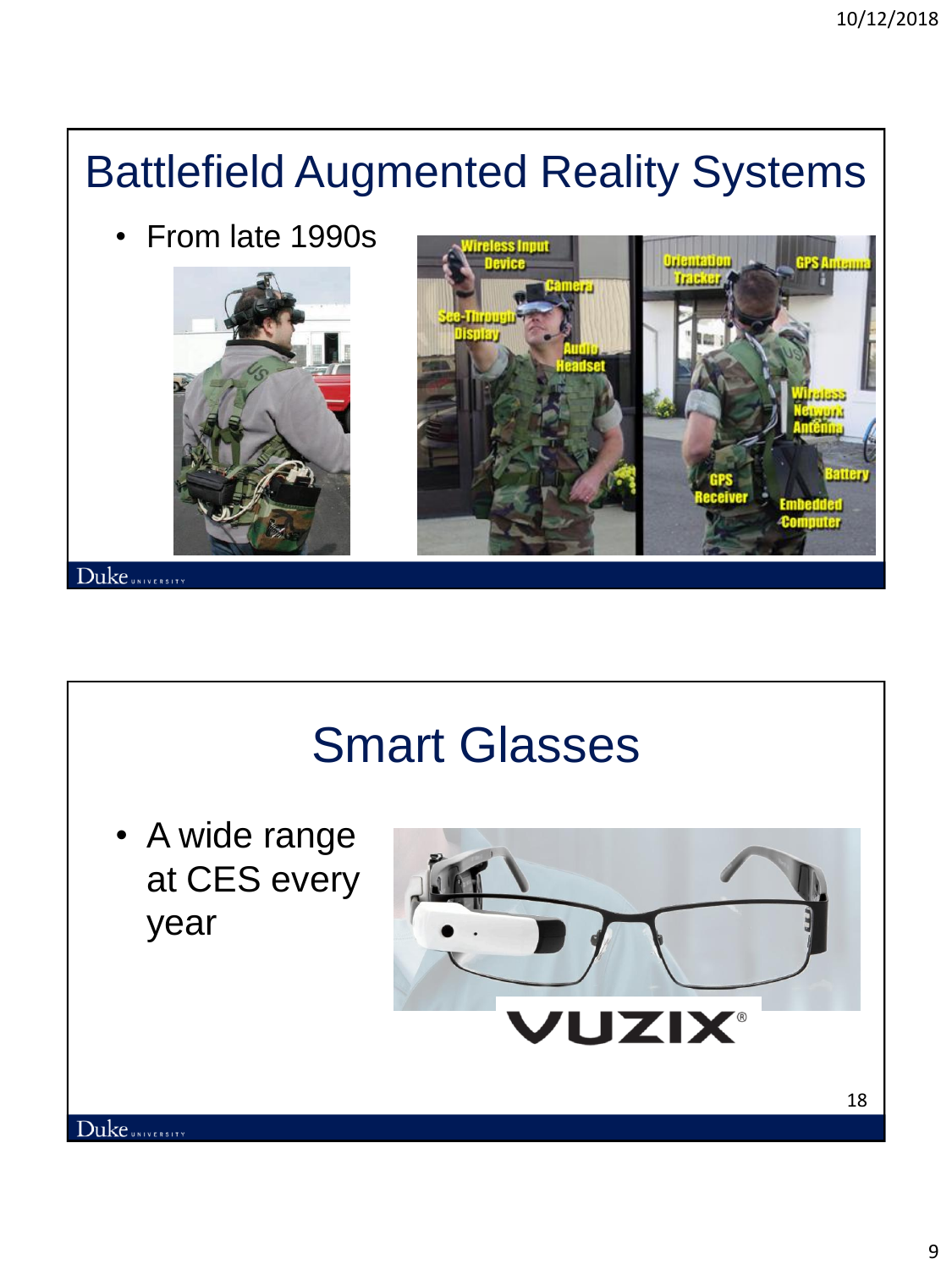## Battlefield Augmented Reality Systems

- From late 1990s

## Smart Glasses

- A wide range at CES every year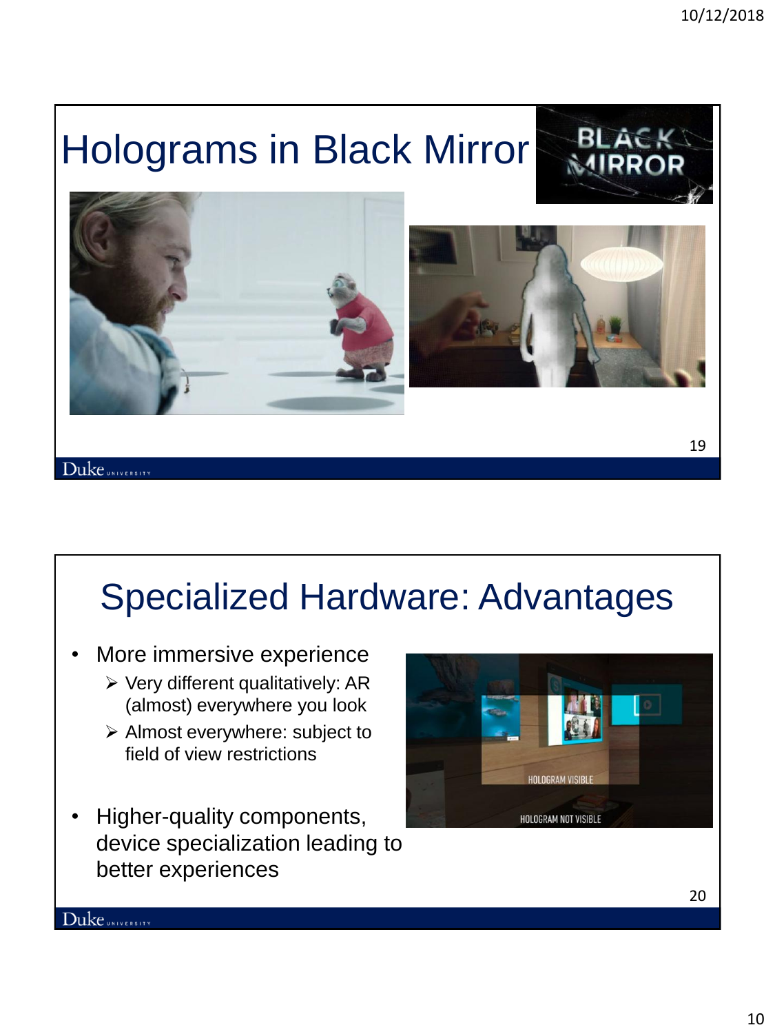# Holograms in Black Mirror

# Specialized Hardware: Advantages

- More immersive experience
  - Very different qualitatively: AR (almost) everywhere you look
  - Almost everywhere: subject to field of view restrictions
- Higher-quality components, device specialization leading to better experiences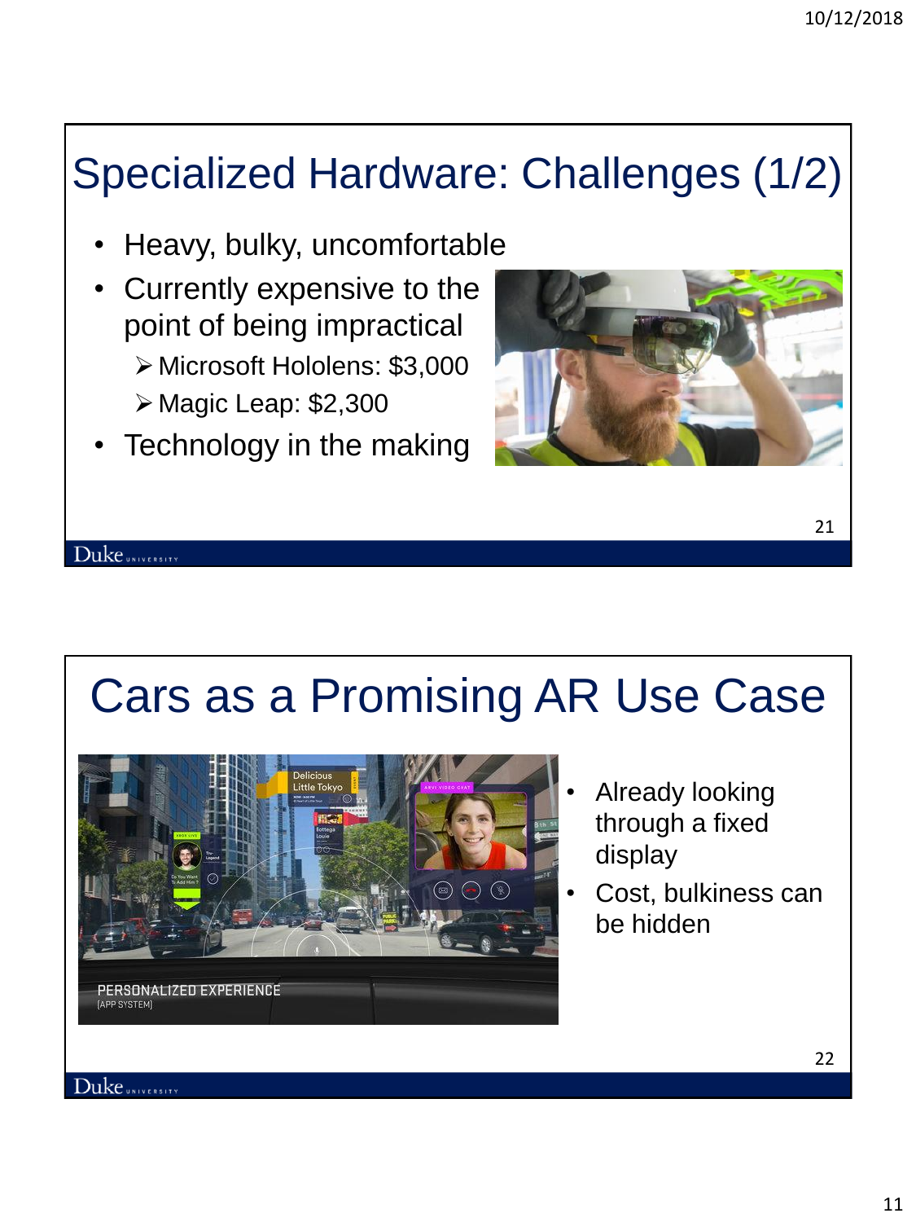# Specialized Hardware: Challenges (1/2)

- Heavy, bulky, uncomfortable
- Currently expensive to the point of being impractical
  - Microsoft Hololens: $3,000
  - Magic Leap: $2,300
- Technology in the making

# Cars as a Promising AR Use Case

- Already looking through a fixed display
- Cost, bulkiness can be hidden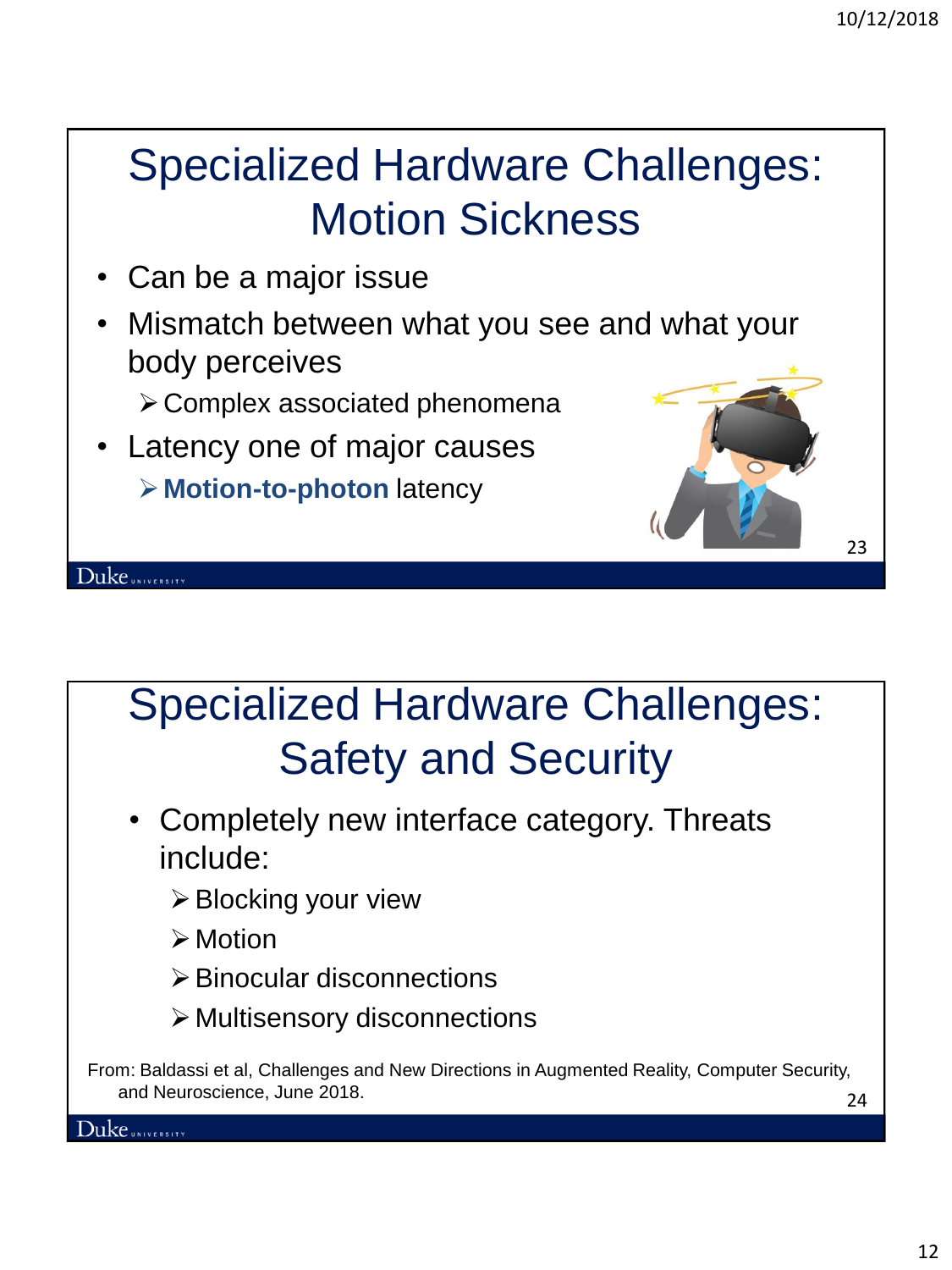# Specialized Hardware Challenges: Motion Sickness

- Can be a major issue
- Mismatch between what you see and what your body perceives
  - Complex associated phenomena
- Latency one of major causes
  - **Motion-to-photon** latency

# Specialized Hardware Challenges: Safety and Security

- Completely new interface category. Threats include:
  - Blocking your view
  - Motion
  - Binocular disconnections
  - Multisensory disconnections

From: Baldassi et al, Challenges and New Directions in Augmented Reality, Computer Security, and Neuroscience, June 2018.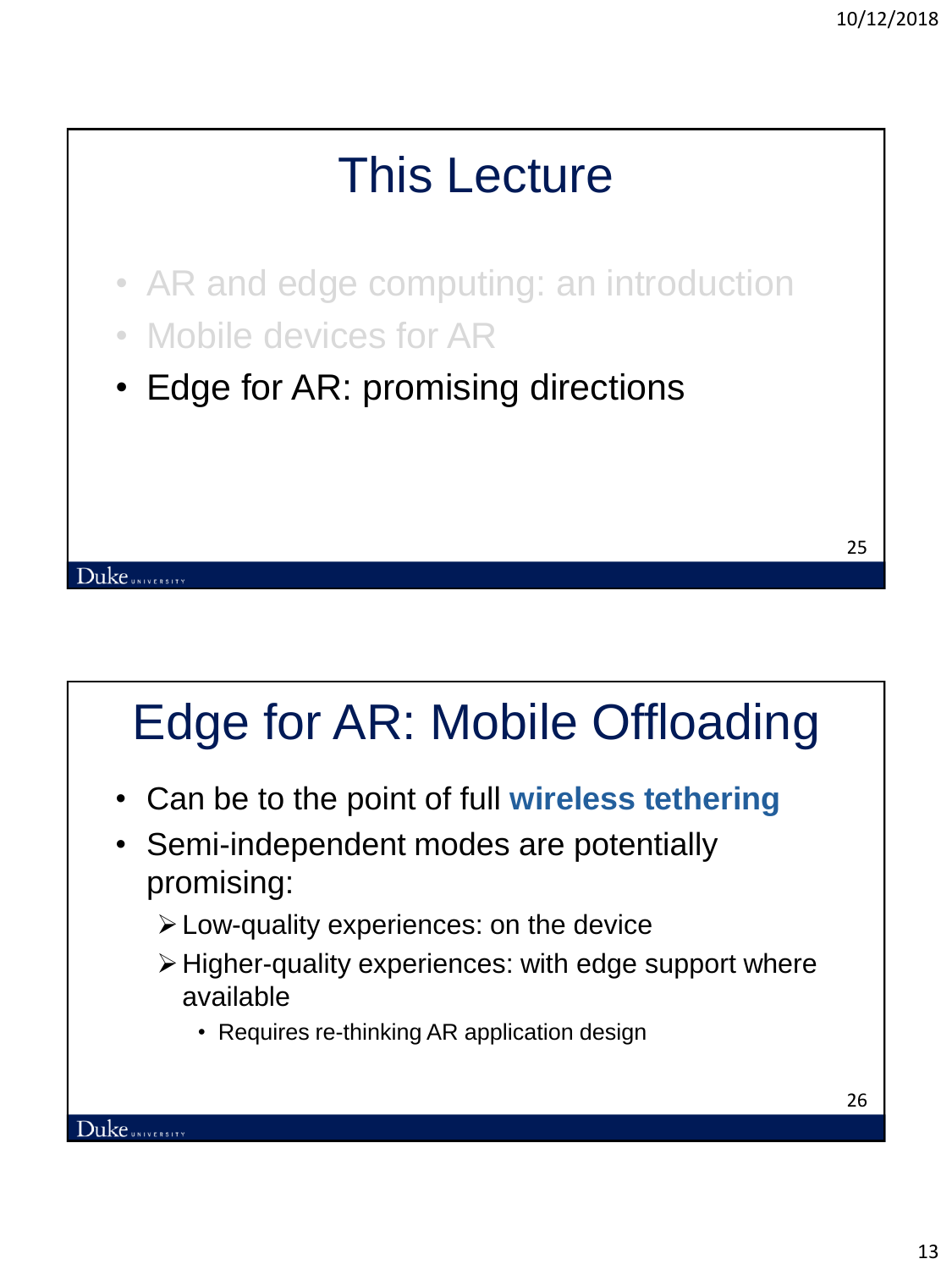# This Lecture

- AR and edge computing: an introduction
- Mobile devices for AR
- Edge for AR: promising directions

# Edge for AR: Mobile Offloading

- Can be to the point of full **wireless tethering**
- Semi-independent modes are potentially promising:
  - Low-quality experiences: on the device
  - Higher-quality experiences: with edge support where available
    - Requires re-thinking AR application design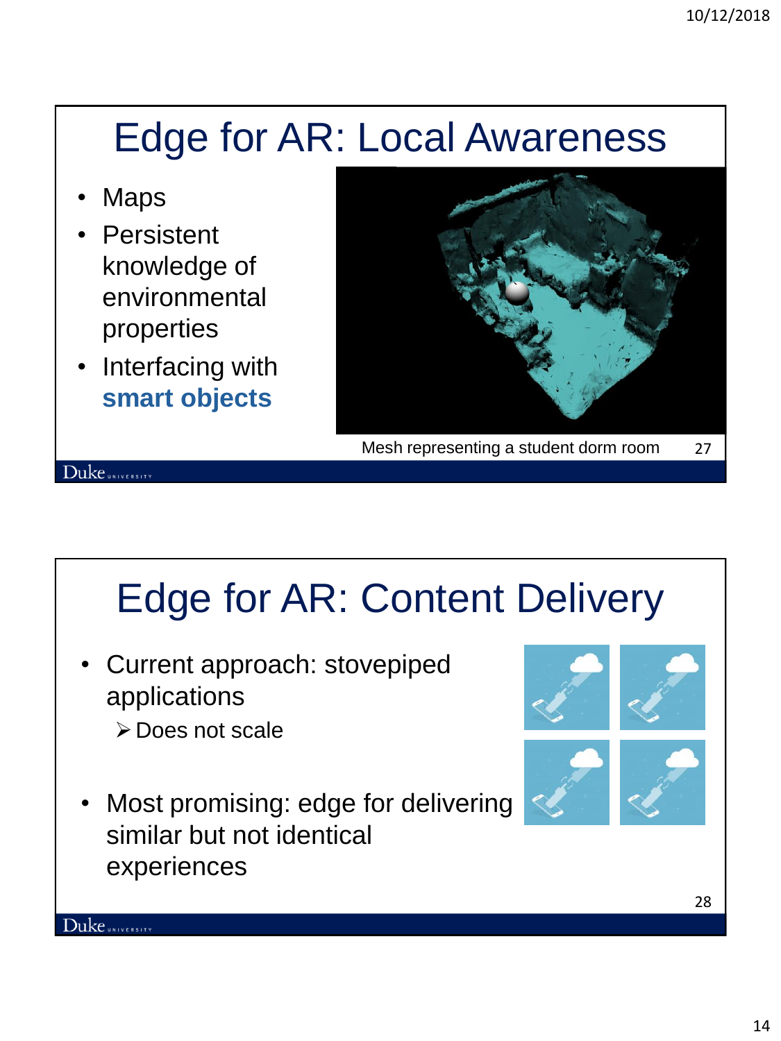# Edge for AR: Local Awareness

- Maps
- Persistent knowledge of environmental properties
- Interfacing with **smart objects**

Mesh representing a student dorm room

# Edge for AR: Content Delivery

- Current approach: stovepiped applications
  - ➢ Does not scale
- Most promising: edge for delivering similar but not identical experiences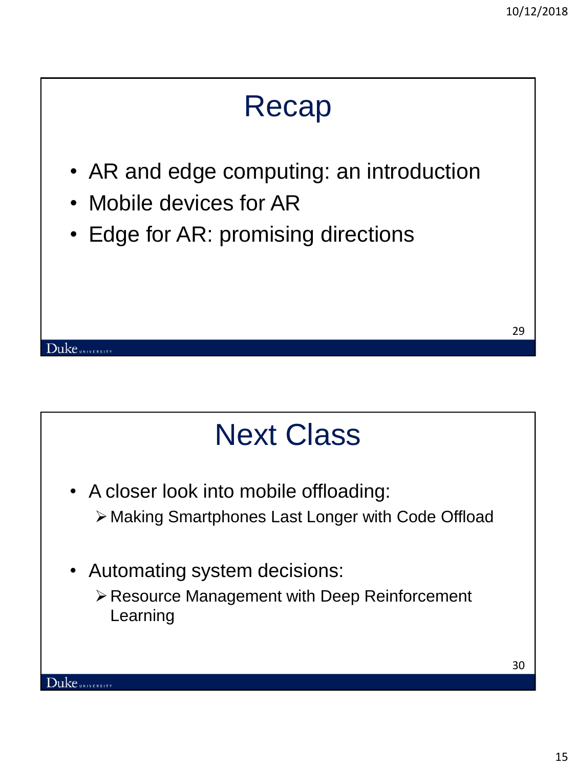# Recap

- AR and edge computing: an introduction
- Mobile devices for AR
- Edge for AR: promising directions

# Next Class

- A closer look into mobile offloading:
  - Making Smartphones Last Longer with Code Offload
- Automating system decisions:
  - Resource Management with Deep Reinforcement Learning